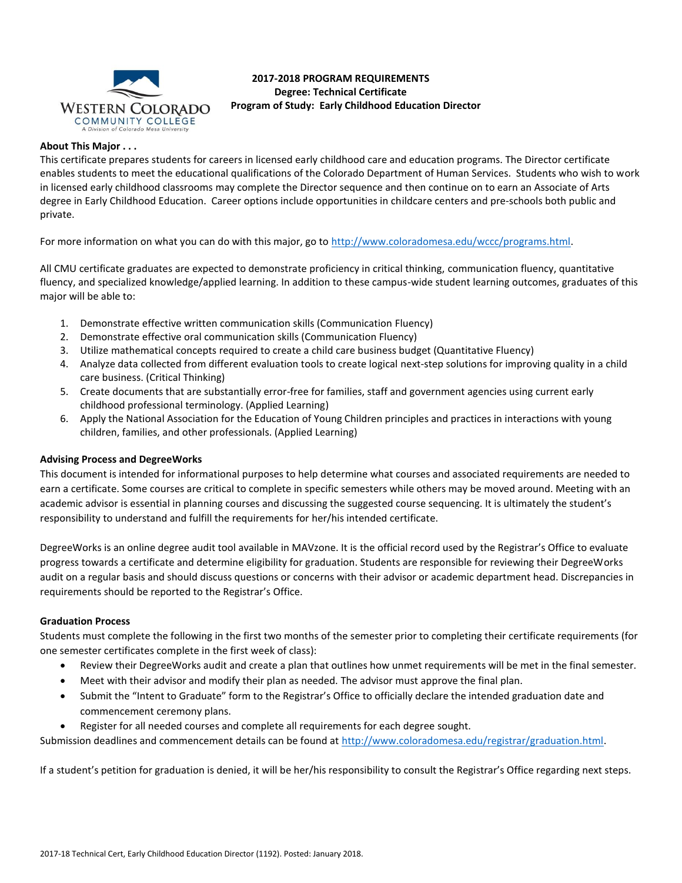# 2017-2018 PROGRAM REQUIREMENTS
## Degree: Technical Certificate
## Program of Study: Early Childhood Education Director

**About This Major . . .**

This certificate prepares students for careers in licensed early childhood care and education programs. The Director certificate enables students to meet the educational qualifications of the Colorado Department of Human Services. Students who wish to work in licensed early childhood classrooms may complete the Director sequence and then continue on to earn an Associate of Arts degree in Early Childhood Education. Career options include opportunities in childcare centers and pre-schools both public and private.

For more information on what you can do with this major, go to http://www.coloradomesa.edu/wccc/programs.html.

All CMU certificate graduates are expected to demonstrate proficiency in critical thinking, communication fluency, quantitative fluency, and specialized knowledge/applied learning. In addition to these campus-wide student learning outcomes, graduates of this major will be able to:

1. Demonstrate effective written communication skills (Communication Fluency)
2. Demonstrate effective oral communication skills (Communication Fluency)
3. Utilize mathematical concepts required to create a child care business budget (Quantitative Fluency)
4. Analyze data collected from different evaluation tools to create logical next-step solutions for improving quality in a child care business. (Critical Thinking)
5. Create documents that are substantially error-free for families, staff and government agencies using current early childhood professional terminology. (Applied Learning)
6. Apply the National Association for the Education of Young Children principles and practices in interactions with young children, families, and other professionals. (Applied Learning)

**Advising Process and DegreeWorks**

This document is intended for informational purposes to help determine what courses and associated requirements are needed to earn a certificate. Some courses are critical to complete in specific semesters while others may be moved around. Meeting with an academic advisor is essential in planning courses and discussing the suggested course sequencing. It is ultimately the student's responsibility to understand and fulfill the requirements for her/his intended certificate.

DegreeWorks is an online degree audit tool available in MAVzone. It is the official record used by the Registrar's Office to evaluate progress towards a certificate and determine eligibility for graduation. Students are responsible for reviewing their DegreeWorks audit on a regular basis and should discuss questions or concerns with their advisor or academic department head. Discrepancies in requirements should be reported to the Registrar's Office.

**Graduation Process**

Students must complete the following in the first two months of the semester prior to completing their certificate requirements (for one semester certificates complete in the first week of class):

- Review their DegreeWorks audit and create a plan that outlines how unmet requirements will be met in the final semester.
- Meet with their advisor and modify their plan as needed. The advisor must approve the final plan.
- Submit the "Intent to Graduate" form to the Registrar's Office to officially declare the intended graduation date and commencement ceremony plans.
- Register for all needed courses and complete all requirements for each degree sought.

Submission deadlines and commencement details can be found at http://www.coloradomesa.edu/registrar/graduation.html.

If a student's petition for graduation is denied, it will be her/his responsibility to consult the Registrar's Office regarding next steps.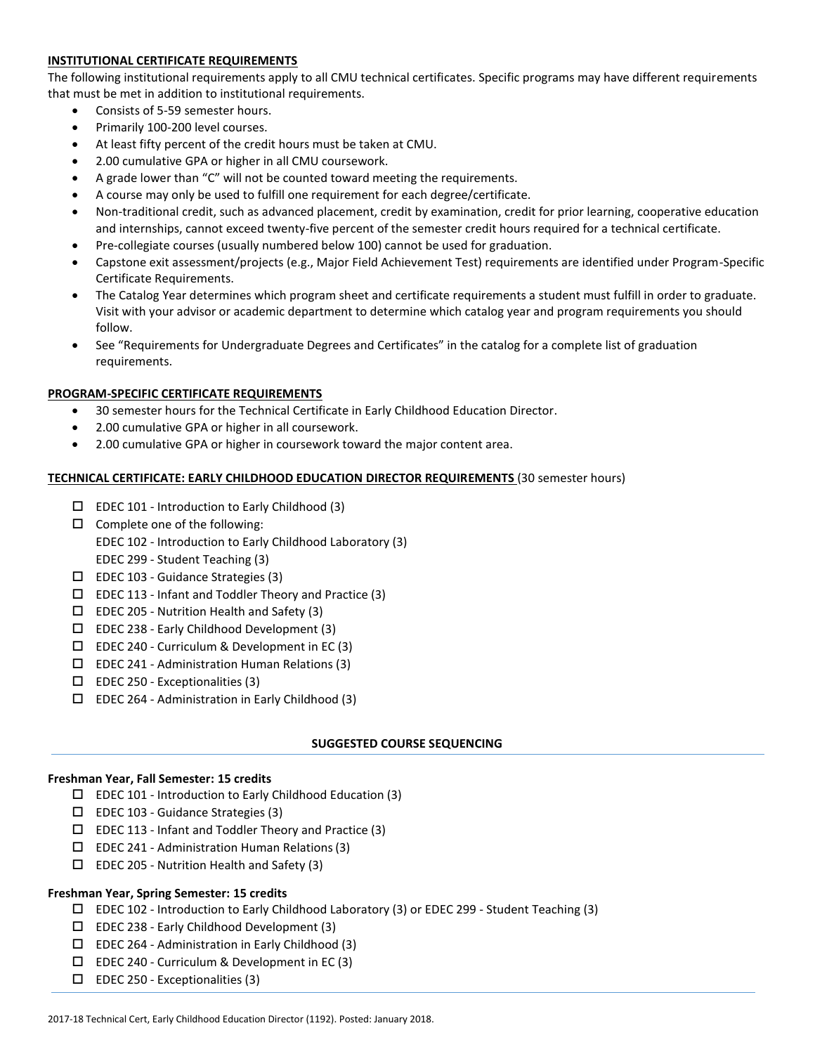**INSTITUTIONAL CERTIFICATE REQUIREMENTS**

The following institutional requirements apply to all CMU technical certificates. Specific programs may have different requirements that must be met in addition to institutional requirements.

- Consists of 5-59 semester hours.
- Primarily 100-200 level courses.
- At least fifty percent of the credit hours must be taken at CMU.
- 2.00 cumulative GPA or higher in all CMU coursework.
- A grade lower than "C" will not be counted toward meeting the requirements.
- A course may only be used to fulfill one requirement for each degree/certificate.
- Non-traditional credit, such as advanced placement, credit by examination, credit for prior learning, cooperative education and internships, cannot exceed twenty-five percent of the semester credit hours required for a technical certificate.
- Pre-collegiate courses (usually numbered below 100) cannot be used for graduation.
- Capstone exit assessment/projects (e.g., Major Field Achievement Test) requirements are identified under Program-Specific Certificate Requirements.
- The Catalog Year determines which program sheet and certificate requirements a student must fulfill in order to graduate. Visit with your advisor or academic department to determine which catalog year and program requirements you should follow.
- See "Requirements for Undergraduate Degrees and Certificates" in the catalog for a complete list of graduation requirements.

**PROGRAM-SPECIFIC CERTIFICATE REQUIREMENTS**

- 30 semester hours for the Technical Certificate in Early Childhood Education Director.
- 2.00 cumulative GPA or higher in all coursework.
- 2.00 cumulative GPA or higher in coursework toward the major content area.

**TECHNICAL CERTIFICATE: EARLY CHILDHOOD EDUCATION DIRECTOR REQUIREMENTS** (30 semester hours)

- ☐ EDEC 101 - Introduction to Early Childhood (3)
- ☐ Complete one of the following:
  EDEC 102 - Introduction to Early Childhood Laboratory (3)
  EDEC 299 - Student Teaching (3)
- ☐ EDEC 103 - Guidance Strategies (3)
- ☐ EDEC 113 - Infant and Toddler Theory and Practice (3)
- ☐ EDEC 205 - Nutrition Health and Safety (3)
- ☐ EDEC 238 - Early Childhood Development (3)
- ☐ EDEC 240 - Curriculum & Development in EC (3)
- ☐ EDEC 241 - Administration Human Relations (3)
- ☐ EDEC 250 - Exceptionalities (3)
- ☐ EDEC 264 - Administration in Early Childhood (3)

**SUGGESTED COURSE SEQUENCING**

**Freshman Year, Fall Semester: 15 credits**

- ☐ EDEC 101 - Introduction to Early Childhood Education (3)
- ☐ EDEC 103 - Guidance Strategies (3)
- ☐ EDEC 113 - Infant and Toddler Theory and Practice (3)
- ☐ EDEC 241 - Administration Human Relations (3)
- ☐ EDEC 205 - Nutrition Health and Safety (3)

**Freshman Year, Spring Semester: 15 credits**

- ☐ EDEC 102 - Introduction to Early Childhood Laboratory (3) or EDEC 299 - Student Teaching (3)
- ☐ EDEC 238 - Early Childhood Development (3)
- ☐ EDEC 264 - Administration in Early Childhood (3)
- ☐ EDEC 240 - Curriculum & Development in EC (3)
- ☐ EDEC 250 - Exceptionalities (3)